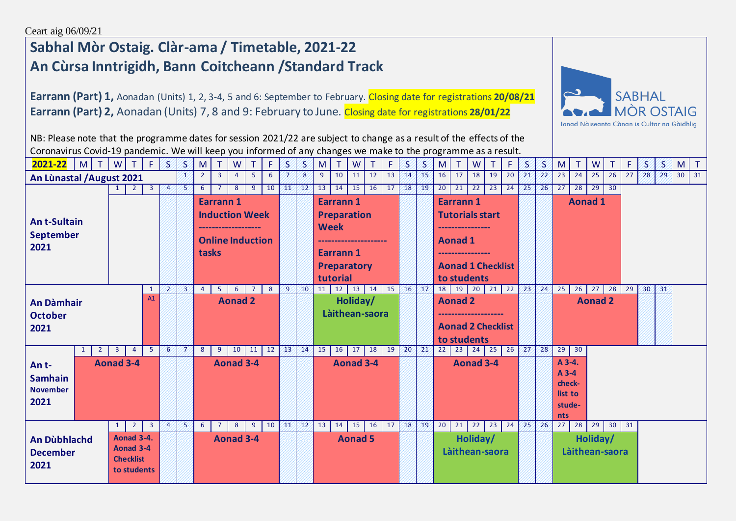Ceart aig 06/09/21

# Sabhal Mòr Ostaig. Clàr-ama / Timetable, 2021-22

## An Cùrsa Inntrigidh, Bann Coitcheann /Standard Track

**Earrann (Part) 1,** Aonadan (Units) 1, 2, 3-4, 5 and 6: September to February. Closing date for registrations **20/08/21**

**Earrann (Part) 2,** Aonadan (Units) 7, 8 and 9: February to June. Closing date for registrations **28/01/22**

NB: Please note that the programme dates for session 2021/22 are subject to change as a result of the effects of the Coronavirus Covid-19 pandemic. We will keep you informed of any changes we make to the programme as a result.

| 2021-22 | Week 1 | Week 2 | Week 3 | Week 4 | Week 5 |
|---|---|---|---|---|---|
| **An Lùnastal /August 2021** | Sun 1 | 2–6 (weekend 7–8) | 9–13 (weekend 14–15) | 16–20 (weekend 21–22) | 23–27 (weekend 28–29), Mon 30, Tue 31 |
| **An t-Sultain September 2021** | Wed 1 – Fri 3 (weekend 4–5) | 6–10: Earrann 1 Induction Week ------------------ Online Induction tasks (weekend 11–12) | 13–17: Earrann 1 Preparation Week -------------------- Earrann 1 Preparatory tutorial (weekend 18–19) | 20–24: Earrann 1 Tutorials start --------------- Aonad 1 --------------- Aonad 1 Checklist to students (weekend 25–26) | 27–30: Aonad 1 |
| **An Dàmhair October 2021** | Fri 1: A1 (weekend 2–3) | 4–8: Aonad 2 (weekend 9–10) | 11–15: Holiday/ Làithean-saora (weekend 16–17) | 18–22: Aonad 2 ------------------- Aonad 2 Checklist to students (weekend 23–24) | 25–29: Aonad 2 (weekend 30–31) |
| **An t-Samhain November 2021** | 1–5: Aonad 3-4 (weekend 6–7) | 8–12: Aonad 3-4 (weekend 13–14) | 15–19: Aonad 3-4 (weekend 20–21) | 22–26: Aonad 3-4 (weekend 27–28) | 29–30: A 3-4. A 3-4 check-list to stude-nts |
| **An Dùbhlachd December 2021** | Wed 1 – Fri 3: Aonad 3-4. Aonad 3-4 Checklist to students (weekend 4–5) | 6–10: Aonad 3-4 (weekend 11–12) | 13–17: Aonad 5 (weekend 18–19) | 20–24: Holiday/ Làithean-saora (weekend 25–26) | 27–31: Holiday/ Làithean-saora |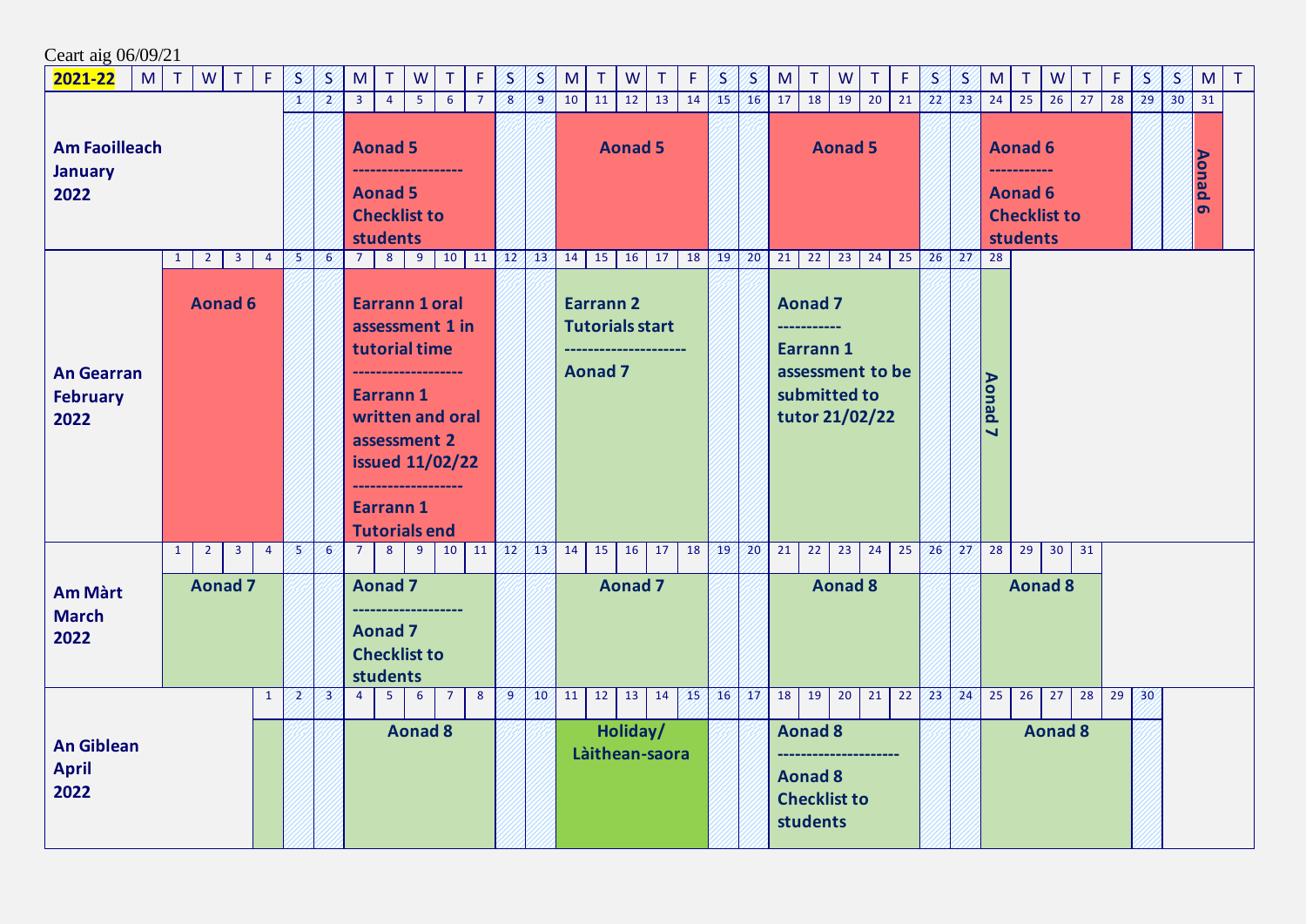Ceart aig 06/09/21

**2021-22**

| Month | Week 1 | Week 2 | Week 3 | Week 4 | Week 5 | Week 6 |
|---|---|---|---|---|---|---|
| **Am Faoilleach January 2022** | Sat 1 – Sun 2 | Mon 3 – Fri 7: **Aonad 5** ------------------ **Aonad 5 Checklist to students** | Mon 10 – Fri 14: **Aonad 5** | Mon 17 – Fri 21: **Aonad 5** | Mon 24 – Fri 28: **Aonad 6** ----------- **Aonad 6 Checklist to students** | Mon 31: **Aonad 6** |
| **An Gearran February 2022** | Tue 1 – Fri 4: **Aonad 6** | Mon 7 – Fri 11: **Earrann 1 oral assessment 1 in tutorial time** ------------------ **Earrann 1 written and oral assessment 2 issued 11/02/22** ------------------ **Earrann 1 Tutorials end** | Mon 14 – Fri 18: **Earrann 2 Tutorials start** -------------------- **Aonad 7** | Mon 21 – Fri 25: **Aonad 7** ----------- **Earrann 1 assessment to be submitted to tutor 21/02/22** | Mon 28: **Aonad 7** | |
| **Am Màrt March 2022** | Tue 1 – Fri 4: **Aonad 7** | Mon 7 – Fri 11: **Aonad 7** ------------------ **Aonad 7 Checklist to students** | Mon 14 – Fri 18: **Aonad 7** | Mon 21 – Fri 25: **Aonad 8** | Mon 28 – Thu 31: **Aonad 8** | |
| **An Giblean April 2022** | Fri 1 | Mon 4 – Fri 8: **Aonad 8** | Mon 11 – Fri 15: **Holiday/ Làithean-saora** | Mon 18 – Fri 22: **Aonad 8** -------------------- **Aonad 8 Checklist to students** | Mon 25 – Fri 29: **Aonad 8** | Sat 30 |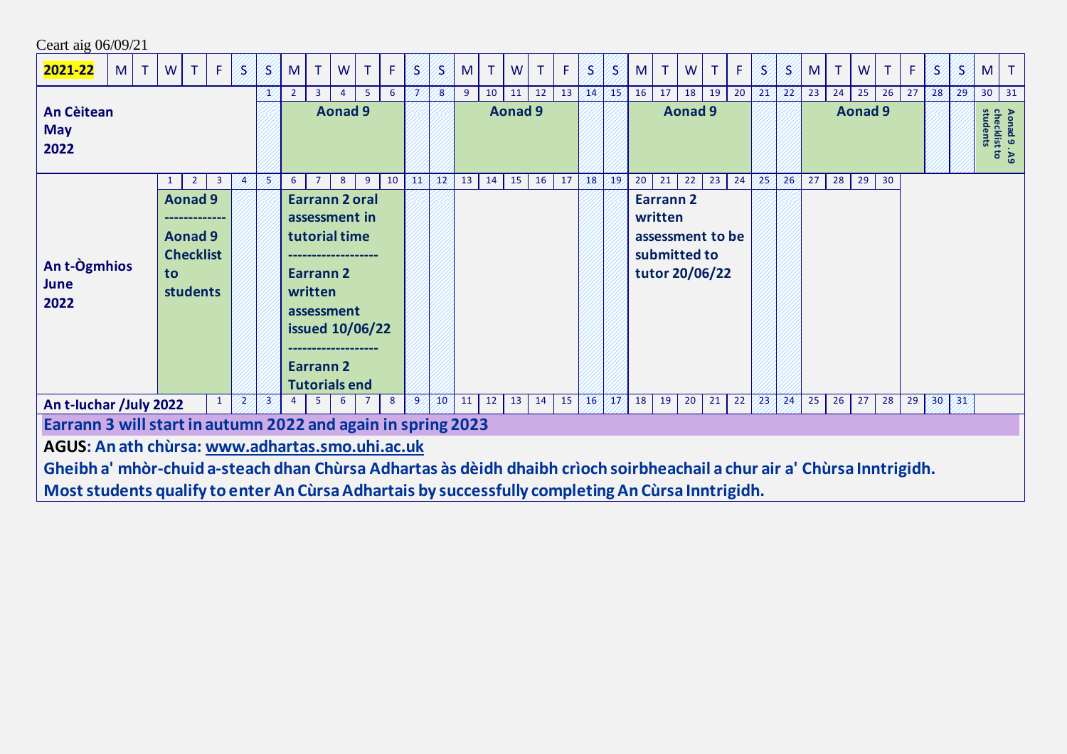Ceart aig 06/09/21

| 2021-22 | M | T | W | T | F | S | S | M | T | W | T | F | S | S | M | T | W | T | F | S | S | M | T | W | T | F | S | S | M | T | W | T | F | S | S | M | T |
|---|---|---|---|---|---|---|---|---|---|---|---|---|---|---|---|---|---|---|---|---|---|---|---|---|---|---|---|---|---|---|---|---|---|---|---|---|---|
| **An Cèitean May 2022** | | | | | | | 1 | 2 | 3 | 4 | 5 | 6 | 7 | 8 | 9 | 10 | 11 | 12 | 13 | 14 | 15 | 16 | 17 | 18 | 19 | 20 | 21 | 22 | 23 | 24 | 25 | 26 | 27 | 28 | 29 | 30 | 31 |
| | | | | | | | | **Aonad 9** | | | | | | | **Aonad 9** | | | | | | | **Aonad 9** | | | | | | | **Aonad 9** | | | | | | | **Aonad 9 . A9 checklist to students** | |
| **An t-Ògmhios June 2022** | | | 1 | 2 | 3 | 4 | 5 | 6 | 7 | 8 | 9 | 10 | 11 | 12 | 13 | 14 | 15 | 16 | 17 | 18 | 19 | 20 | 21 | 22 | 23 | 24 | 25 | 26 | 27 | 28 | 29 | 30 | | | | | |
| | | | **Aonad 9 ------------- Aonad 9 Checklist to students** | | | | | **Earrann 2 oral assessment in tutorial time ------------------ Earrann 2 written assessment issued 10/06/22 ------------------ Earrann 2 Tutorials end** | | | | | | | | | | | | | | **Earrann 2 written assessment to be submitted to tutor 20/06/22** | | | | | | | | | | | | | | | |
| **An t-Iuchar /July 2022** | | | | | 1 | 2 | 3 | 4 | 5 | 6 | 7 | 8 | 9 | 10 | 11 | 12 | 13 | 14 | 15 | 16 | 17 | 18 | 19 | 20 | 21 | 22 | 23 | 24 | 25 | 26 | 27 | 28 | 29 | 30 | 31 | | |

**Earrann 3 will start in autumn 2022 and again in spring 2023**

**AGUS: An ath chùrsa: www.adhartas.smo.uhi.ac.uk**

**Gheibh a' mhòr-chuid a-steach dhan Chùrsa Adhartas às dèidh dhaibh crìoch soirbheachail a chur air a' Chùrsa Inntrigidh.**

**Most students qualify to enter An Cùrsa Adhartais by successfully completing An Cùrsa Inntrigidh.**